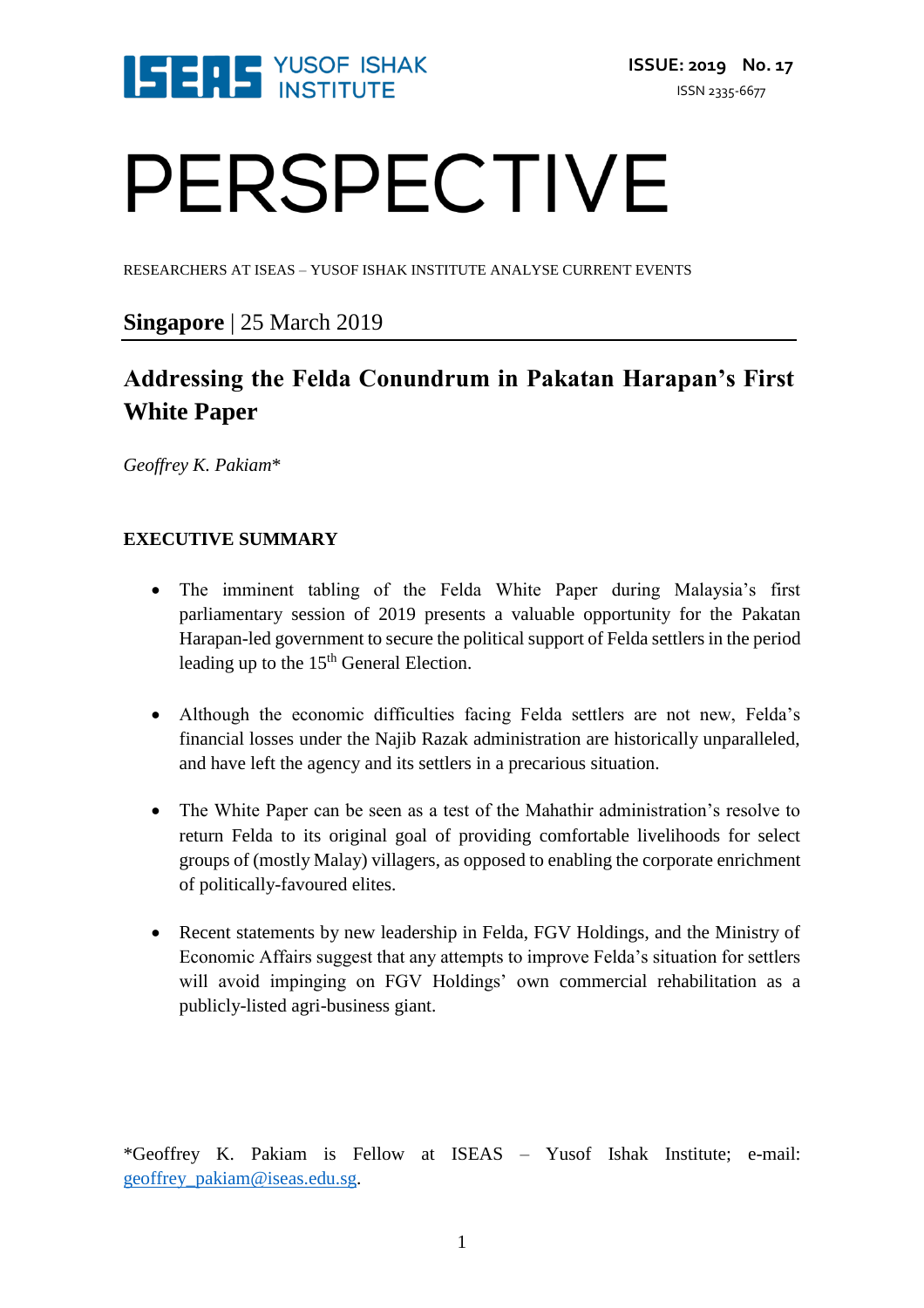ISEAS YUSOF ISHAK INSTITUTE

**ISSUE: 2019 No. 17**

ISSN 2335-6677

# PERSPECTIVE

RESEARCHERS AT ISEAS – YUSOF ISHAK INSTITUTE ANALYSE CURRENT EVENTS

**Singapore** | 25 March 2019

## Addressing the Felda Conundrum in Pakatan Harapan's First White Paper

*Geoffrey K. Pakiam**

### EXECUTIVE SUMMARY

- The imminent tabling of the Felda White Paper during Malaysia's first parliamentary session of 2019 presents a valuable opportunity for the Pakatan Harapan-led government to secure the political support of Felda settlers in the period leading up to the 15th General Election.

- Although the economic difficulties facing Felda settlers are not new, Felda's financial losses under the Najib Razak administration are historically unparalleled, and have left the agency and its settlers in a precarious situation.

- The White Paper can be seen as a test of the Mahathir administration's resolve to return Felda to its original goal of providing comfortable livelihoods for select groups of (mostly Malay) villagers, as opposed to enabling the corporate enrichment of politically-favoured elites.

- Recent statements by new leadership in Felda, FGV Holdings, and the Ministry of Economic Affairs suggest that any attempts to improve Felda's situation for settlers will avoid impinging on FGV Holdings' own commercial rehabilitation as a publicly-listed agri-business giant.

*Geoffrey K. Pakiam is Fellow at ISEAS – Yusof Ishak Institute; e-mail: geoffrey_pakiam@iseas.edu.sg.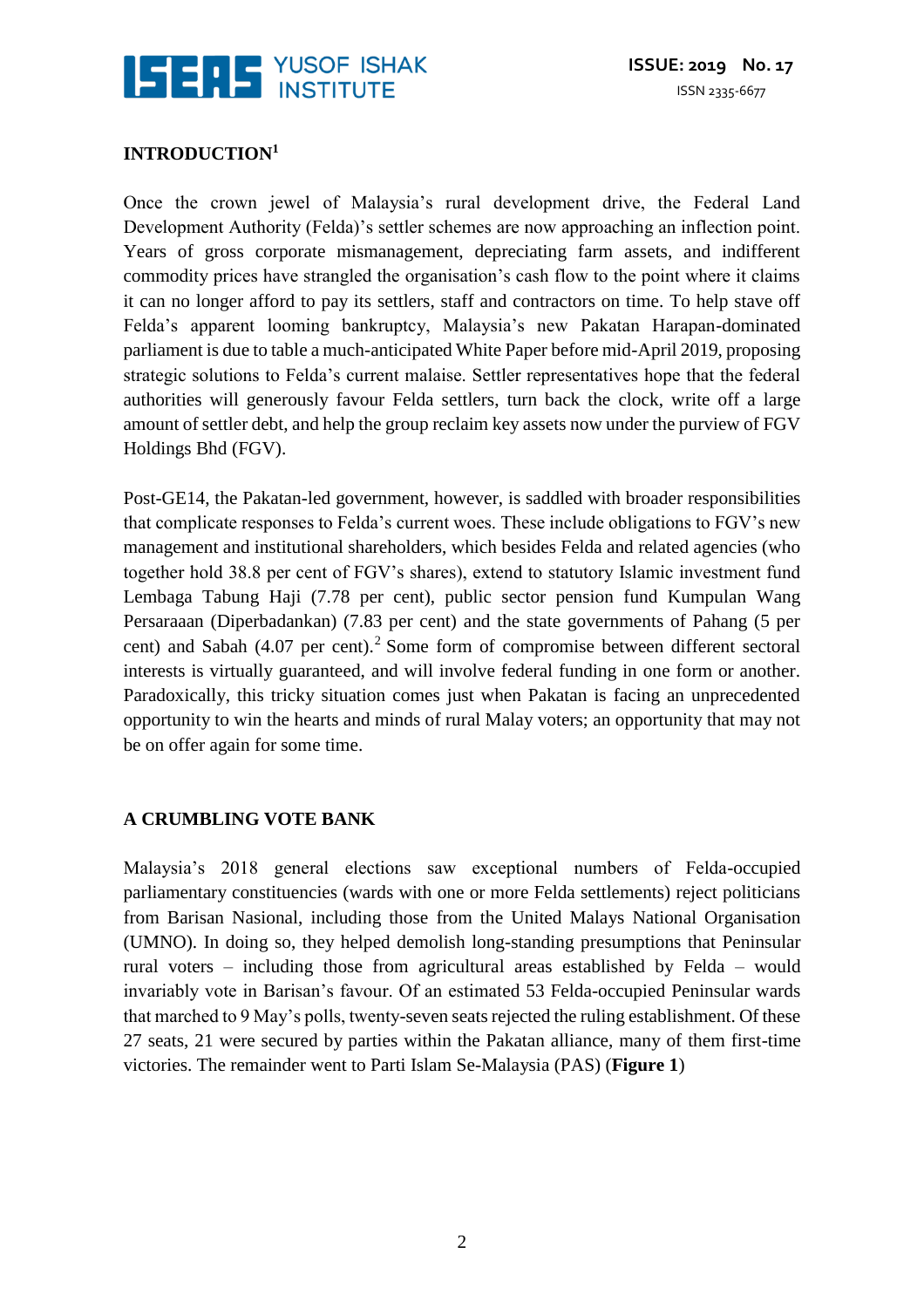## INTRODUCTION[1]

Once the crown jewel of Malaysia's rural development drive, the Federal Land Development Authority (Felda)'s settler schemes are now approaching an inflection point. Years of gross corporate mismanagement, depreciating farm assets, and indifferent commodity prices have strangled the organisation's cash flow to the point where it claims it can no longer afford to pay its settlers, staff and contractors on time. To help stave off Felda's apparent looming bankruptcy, Malaysia's new Pakatan Harapan-dominated parliament is due to table a much-anticipated White Paper before mid-April 2019, proposing strategic solutions to Felda's current malaise. Settler representatives hope that the federal authorities will generously favour Felda settlers, turn back the clock, write off a large amount of settler debt, and help the group reclaim key assets now under the purview of FGV Holdings Bhd (FGV).

Post-GE14, the Pakatan-led government, however, is saddled with broader responsibilities that complicate responses to Felda's current woes. These include obligations to FGV's new management and institutional shareholders, which besides Felda and related agencies (who together hold 38.8 per cent of FGV's shares), extend to statutory Islamic investment fund Lembaga Tabung Haji (7.78 per cent), public sector pension fund Kumpulan Wang Persaraaan (Diperbadankan) (7.83 per cent) and the state governments of Pahang (5 per cent) and Sabah (4.07 per cent).[2] Some form of compromise between different sectoral interests is virtually guaranteed, and will involve federal funding in one form or another. Paradoxically, this tricky situation comes just when Pakatan is facing an unprecedented opportunity to win the hearts and minds of rural Malay voters; an opportunity that may not be on offer again for some time.

## A CRUMBLING VOTE BANK

Malaysia's 2018 general elections saw exceptional numbers of Felda-occupied parliamentary constituencies (wards with one or more Felda settlements) reject politicians from Barisan Nasional, including those from the United Malays National Organisation (UMNO). In doing so, they helped demolish long-standing presumptions that Peninsular rural voters – including those from agricultural areas established by Felda – would invariably vote in Barisan's favour. Of an estimated 53 Felda-occupied Peninsular wards that marched to 9 May's polls, twenty-seven seats rejected the ruling establishment. Of these 27 seats, 21 were secured by parties within the Pakatan alliance, many of them first-time victories. The remainder went to Parti Islam Se-Malaysia (PAS) (**Figure 1**)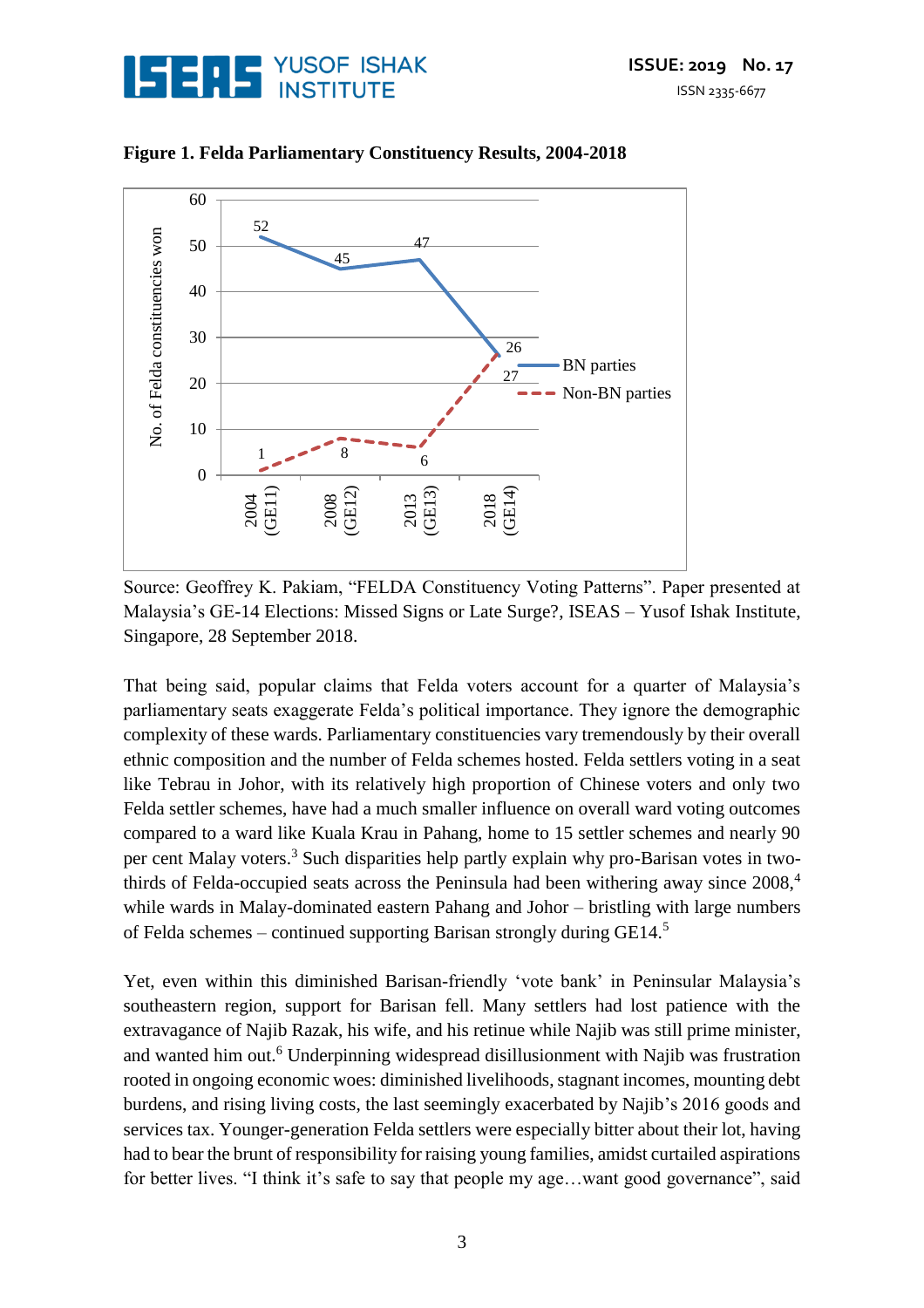**Figure 1. Felda Parliamentary Constituency Results, 2004-2018**

| Year | BN parties | Non-BN parties |
|---|---|---|
| 2004 (GE11) | 52 | 1 |
| 2008 (GE12) | 45 | 8 |
| 2013 (GE13) | 47 | 6 |
| 2018 (GE14) | 26 | 27 |

Source: Geoffrey K. Pakiam, "FELDA Constituency Voting Patterns". Paper presented at Malaysia's GE-14 Elections: Missed Signs or Late Surge?, ISEAS – Yusof Ishak Institute, Singapore, 28 September 2018.

That being said, popular claims that Felda voters account for a quarter of Malaysia's parliamentary seats exaggerate Felda's political importance. They ignore the demographic complexity of these wards. Parliamentary constituencies vary tremendously by their overall ethnic composition and the number of Felda schemes hosted. Felda settlers voting in a seat like Tebrau in Johor, with its relatively high proportion of Chinese voters and only two Felda settler schemes, have had a much smaller influence on overall ward voting outcomes compared to a ward like Kuala Krau in Pahang, home to 15 settler schemes and nearly 90 per cent Malay voters.[3] Such disparities help partly explain why pro-Barisan votes in two-thirds of Felda-occupied seats across the Peninsula had been withering away since 2008,[4] while wards in Malay-dominated eastern Pahang and Johor – bristling with large numbers of Felda schemes – continued supporting Barisan strongly during GE14.[5]

Yet, even within this diminished Barisan-friendly 'vote bank' in Peninsular Malaysia's southeastern region, support for Barisan fell. Many settlers had lost patience with the extravagance of Najib Razak, his wife, and his retinue while Najib was still prime minister, and wanted him out.[6] Underpinning widespread disillusionment with Najib was frustration rooted in ongoing economic woes: diminished livelihoods, stagnant incomes, mounting debt burdens, and rising living costs, the last seemingly exacerbated by Najib's 2016 goods and services tax. Younger-generation Felda settlers were especially bitter about their lot, having had to bear the brunt of responsibility for raising young families, amidst curtailed aspirations for better lives. "I think it's safe to say that people my age…want good governance", said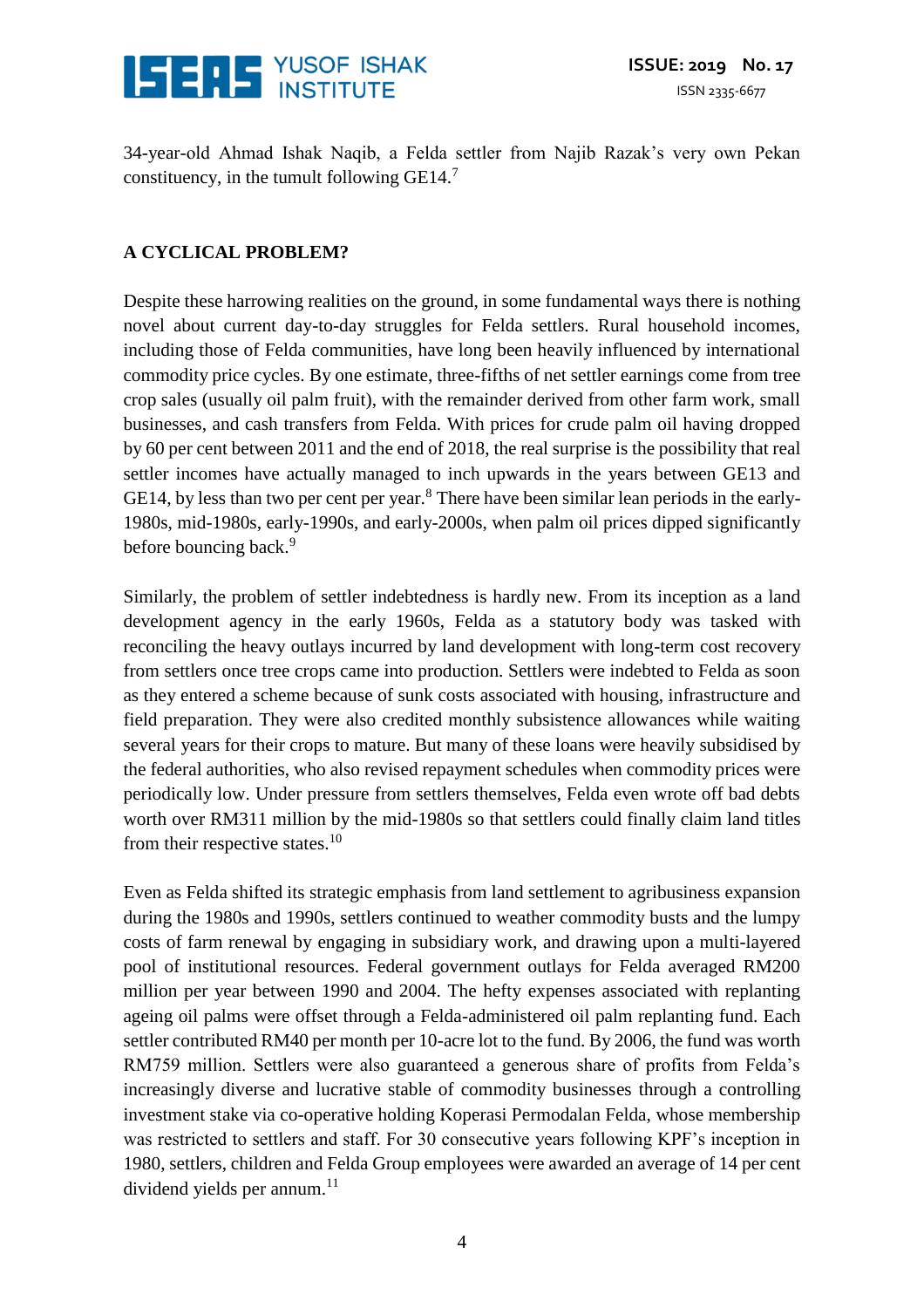34-year-old Ahmad Ishak Naqib, a Felda settler from Najib Razak's very own Pekan constituency, in the tumult following GE14.[7]

## A CYCLICAL PROBLEM?

Despite these harrowing realities on the ground, in some fundamental ways there is nothing novel about current day-to-day struggles for Felda settlers. Rural household incomes, including those of Felda communities, have long been heavily influenced by international commodity price cycles. By one estimate, three-fifths of net settler earnings come from tree crop sales (usually oil palm fruit), with the remainder derived from other farm work, small businesses, and cash transfers from Felda. With prices for crude palm oil having dropped by 60 per cent between 2011 and the end of 2018, the real surprise is the possibility that real settler incomes have actually managed to inch upwards in the years between GE13 and GE14, by less than two per cent per year.[8] There have been similar lean periods in the early-1980s, mid-1980s, early-1990s, and early-2000s, when palm oil prices dipped significantly before bouncing back.[9]

Similarly, the problem of settler indebtedness is hardly new. From its inception as a land development agency in the early 1960s, Felda as a statutory body was tasked with reconciling the heavy outlays incurred by land development with long-term cost recovery from settlers once tree crops came into production. Settlers were indebted to Felda as soon as they entered a scheme because of sunk costs associated with housing, infrastructure and field preparation. They were also credited monthly subsistence allowances while waiting several years for their crops to mature. But many of these loans were heavily subsidised by the federal authorities, who also revised repayment schedules when commodity prices were periodically low. Under pressure from settlers themselves, Felda even wrote off bad debts worth over RM311 million by the mid-1980s so that settlers could finally claim land titles from their respective states.[10]

Even as Felda shifted its strategic emphasis from land settlement to agribusiness expansion during the 1980s and 1990s, settlers continued to weather commodity busts and the lumpy costs of farm renewal by engaging in subsidiary work, and drawing upon a multi-layered pool of institutional resources. Federal government outlays for Felda averaged RM200 million per year between 1990 and 2004. The hefty expenses associated with replanting ageing oil palms were offset through a Felda-administered oil palm replanting fund. Each settler contributed RM40 per month per 10-acre lot to the fund. By 2006, the fund was worth RM759 million. Settlers were also guaranteed a generous share of profits from Felda's increasingly diverse and lucrative stable of commodity businesses through a controlling investment stake via co-operative holding Koperasi Permodalan Felda, whose membership was restricted to settlers and staff. For 30 consecutive years following KPF's inception in 1980, settlers, children and Felda Group employees were awarded an average of 14 per cent dividend yields per annum.[11]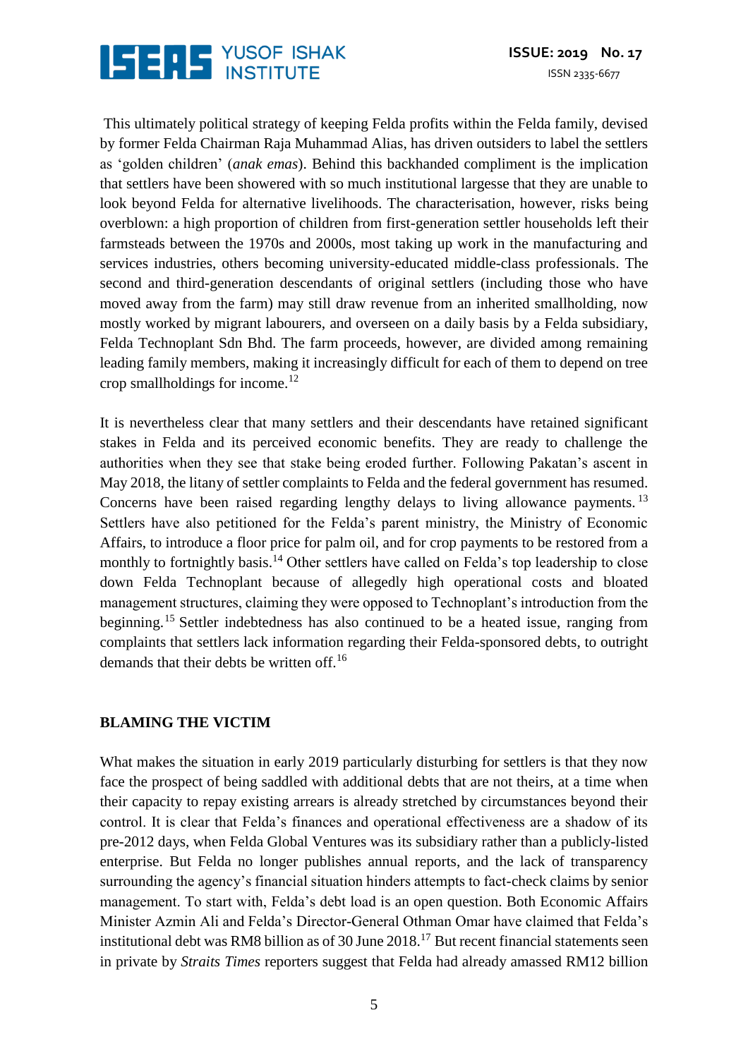This ultimately political strategy of keeping Felda profits within the Felda family, devised by former Felda Chairman Raja Muhammad Alias, has driven outsiders to label the settlers as 'golden children' (*anak emas*). Behind this backhanded compliment is the implication that settlers have been showered with so much institutional largesse that they are unable to look beyond Felda for alternative livelihoods. The characterisation, however, risks being overblown: a high proportion of children from first-generation settler households left their farmsteads between the 1970s and 2000s, most taking up work in the manufacturing and services industries, others becoming university-educated middle-class professionals. The second and third-generation descendants of original settlers (including those who have moved away from the farm) may still draw revenue from an inherited smallholding, now mostly worked by migrant labourers, and overseen on a daily basis by a Felda subsidiary, Felda Technoplant Sdn Bhd. The farm proceeds, however, are divided among remaining leading family members, making it increasingly difficult for each of them to depend on tree crop smallholdings for income.[12]

It is nevertheless clear that many settlers and their descendants have retained significant stakes in Felda and its perceived economic benefits. They are ready to challenge the authorities when they see that stake being eroded further. Following Pakatan's ascent in May 2018, the litany of settler complaints to Felda and the federal government has resumed. Concerns have been raised regarding lengthy delays to living allowance payments.[13] Settlers have also petitioned for the Felda's parent ministry, the Ministry of Economic Affairs, to introduce a floor price for palm oil, and for crop payments to be restored from a monthly to fortnightly basis.[14] Other settlers have called on Felda's top leadership to close down Felda Technoplant because of allegedly high operational costs and bloated management structures, claiming they were opposed to Technoplant's introduction from the beginning.[15] Settler indebtedness has also continued to be a heated issue, ranging from complaints that settlers lack information regarding their Felda-sponsored debts, to outright demands that their debts be written off.[16]

## BLAMING THE VICTIM

What makes the situation in early 2019 particularly disturbing for settlers is that they now face the prospect of being saddled with additional debts that are not theirs, at a time when their capacity to repay existing arrears is already stretched by circumstances beyond their control. It is clear that Felda's finances and operational effectiveness are a shadow of its pre-2012 days, when Felda Global Ventures was its subsidiary rather than a publicly-listed enterprise. But Felda no longer publishes annual reports, and the lack of transparency surrounding the agency's financial situation hinders attempts to fact-check claims by senior management. To start with, Felda's debt load is an open question. Both Economic Affairs Minister Azmin Ali and Felda's Director-General Othman Omar have claimed that Felda's institutional debt was RM8 billion as of 30 June 2018.[17] But recent financial statements seen in private by *Straits Times* reporters suggest that Felda had already amassed RM12 billion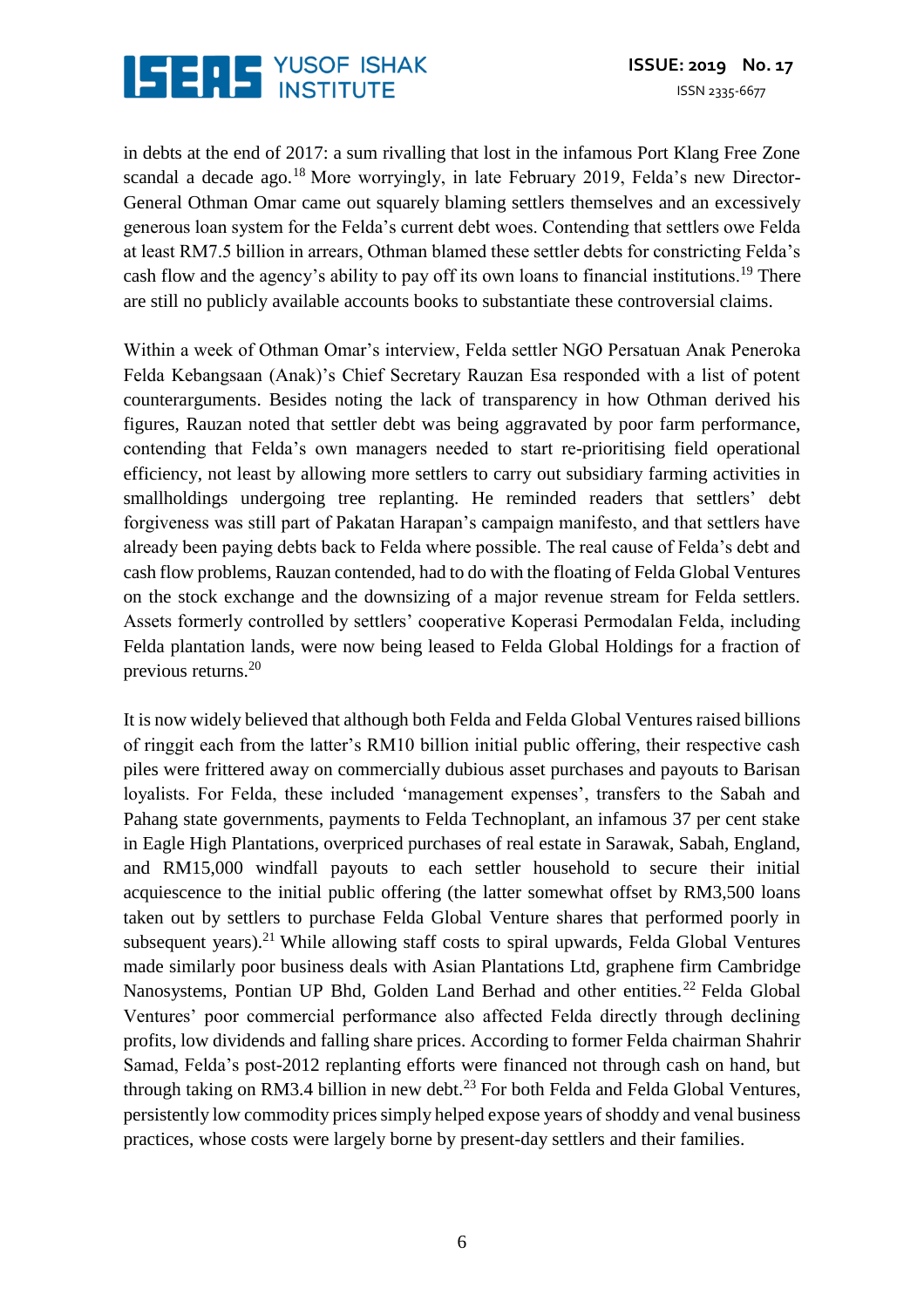in debts at the end of 2017: a sum rivalling that lost in the infamous Port Klang Free Zone scandal a decade ago.[18] More worryingly, in late February 2019, Felda's new Director-General Othman Omar came out squarely blaming settlers themselves and an excessively generous loan system for the Felda's current debt woes. Contending that settlers owe Felda at least RM7.5 billion in arrears, Othman blamed these settler debts for constricting Felda's cash flow and the agency's ability to pay off its own loans to financial institutions.[19] There are still no publicly available accounts books to substantiate these controversial claims.

Within a week of Othman Omar's interview, Felda settler NGO Persatuan Anak Peneroka Felda Kebangsaan (Anak)'s Chief Secretary Rauzan Esa responded with a list of potent counterarguments. Besides noting the lack of transparency in how Othman derived his figures, Rauzan noted that settler debt was being aggravated by poor farm performance, contending that Felda's own managers needed to start re-prioritising field operational efficiency, not least by allowing more settlers to carry out subsidiary farming activities in smallholdings undergoing tree replanting. He reminded readers that settlers' debt forgiveness was still part of Pakatan Harapan's campaign manifesto, and that settlers have already been paying debts back to Felda where possible. The real cause of Felda's debt and cash flow problems, Rauzan contended, had to do with the floating of Felda Global Ventures on the stock exchange and the downsizing of a major revenue stream for Felda settlers. Assets formerly controlled by settlers' cooperative Koperasi Permodalan Felda, including Felda plantation lands, were now being leased to Felda Global Holdings for a fraction of previous returns.[20]

It is now widely believed that although both Felda and Felda Global Ventures raised billions of ringgit each from the latter's RM10 billion initial public offering, their respective cash piles were frittered away on commercially dubious asset purchases and payouts to Barisan loyalists. For Felda, these included 'management expenses', transfers to the Sabah and Pahang state governments, payments to Felda Technoplant, an infamous 37 per cent stake in Eagle High Plantations, overpriced purchases of real estate in Sarawak, Sabah, England, and RM15,000 windfall payouts to each settler household to secure their initial acquiescence to the initial public offering (the latter somewhat offset by RM3,500 loans taken out by settlers to purchase Felda Global Venture shares that performed poorly in subsequent years).[21] While allowing staff costs to spiral upwards, Felda Global Ventures made similarly poor business deals with Asian Plantations Ltd, graphene firm Cambridge Nanosystems, Pontian UP Bhd, Golden Land Berhad and other entities.[22] Felda Global Ventures' poor commercial performance also affected Felda directly through declining profits, low dividends and falling share prices. According to former Felda chairman Shahrir Samad, Felda's post-2012 replanting efforts were financed not through cash on hand, but through taking on RM3.4 billion in new debt.[23] For both Felda and Felda Global Ventures, persistently low commodity prices simply helped expose years of shoddy and venal business practices, whose costs were largely borne by present-day settlers and their families.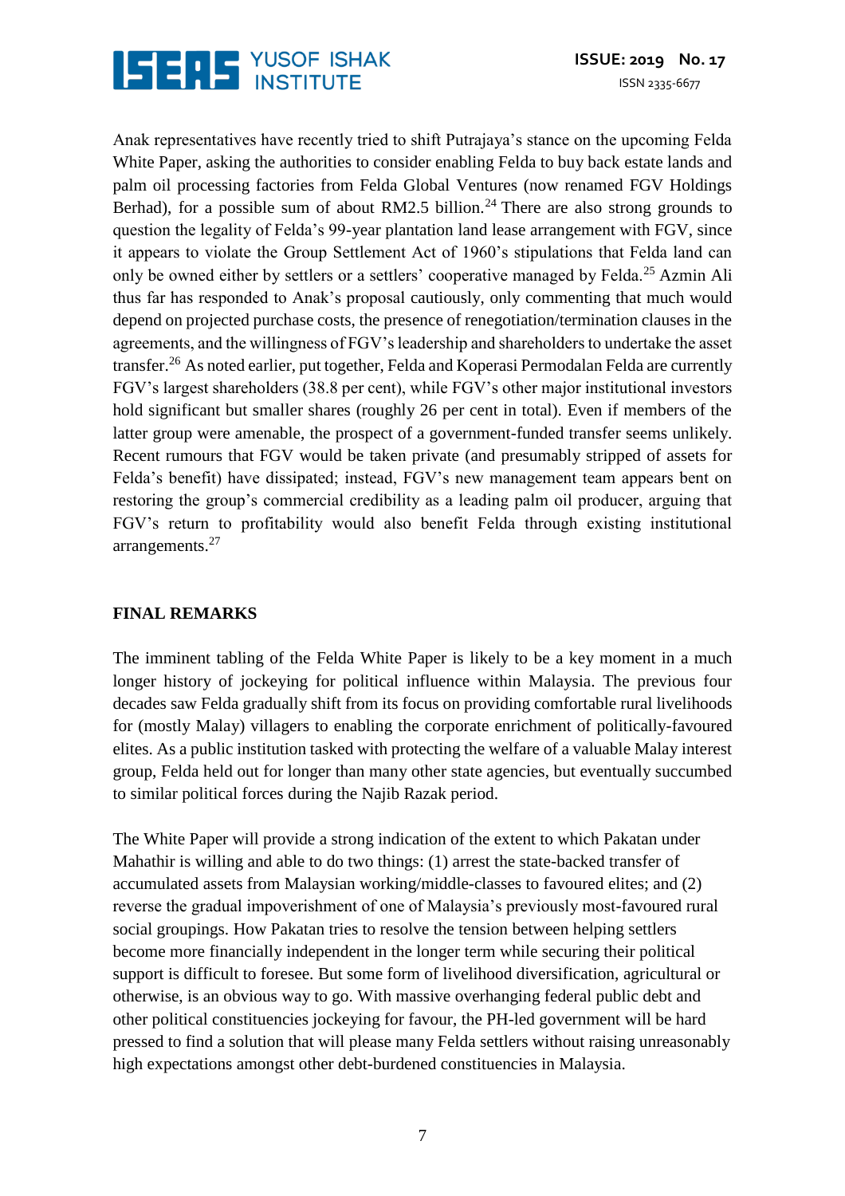Anak representatives have recently tried to shift Putrajaya's stance on the upcoming Felda White Paper, asking the authorities to consider enabling Felda to buy back estate lands and palm oil processing factories from Felda Global Ventures (now renamed FGV Holdings Berhad), for a possible sum of about RM2.5 billion.[24] There are also strong grounds to question the legality of Felda's 99-year plantation land lease arrangement with FGV, since it appears to violate the Group Settlement Act of 1960's stipulations that Felda land can only be owned either by settlers or a settlers' cooperative managed by Felda.[25] Azmin Ali thus far has responded to Anak's proposal cautiously, only commenting that much would depend on projected purchase costs, the presence of renegotiation/termination clauses in the agreements, and the willingness of FGV's leadership and shareholders to undertake the asset transfer.[26] As noted earlier, put together, Felda and Koperasi Permodalan Felda are currently FGV's largest shareholders (38.8 per cent), while FGV's other major institutional investors hold significant but smaller shares (roughly 26 per cent in total). Even if members of the latter group were amenable, the prospect of a government-funded transfer seems unlikely. Recent rumours that FGV would be taken private (and presumably stripped of assets for Felda's benefit) have dissipated; instead, FGV's new management team appears bent on restoring the group's commercial credibility as a leading palm oil producer, arguing that FGV's return to profitability would also benefit Felda through existing institutional arrangements.[27]

## FINAL REMARKS

The imminent tabling of the Felda White Paper is likely to be a key moment in a much longer history of jockeying for political influence within Malaysia. The previous four decades saw Felda gradually shift from its focus on providing comfortable rural livelihoods for (mostly Malay) villagers to enabling the corporate enrichment of politically-favoured elites. As a public institution tasked with protecting the welfare of a valuable Malay interest group, Felda held out for longer than many other state agencies, but eventually succumbed to similar political forces during the Najib Razak period.

The White Paper will provide a strong indication of the extent to which Pakatan under Mahathir is willing and able to do two things: (1) arrest the state-backed transfer of accumulated assets from Malaysian working/middle-classes to favoured elites; and (2) reverse the gradual impoverishment of one of Malaysia's previously most-favoured rural social groupings. How Pakatan tries to resolve the tension between helping settlers become more financially independent in the longer term while securing their political support is difficult to foresee. But some form of livelihood diversification, agricultural or otherwise, is an obvious way to go. With massive overhanging federal public debt and other political constituencies jockeying for favour, the PH-led government will be hard pressed to find a solution that will please many Felda settlers without raising unreasonably high expectations amongst other debt-burdened constituencies in Malaysia.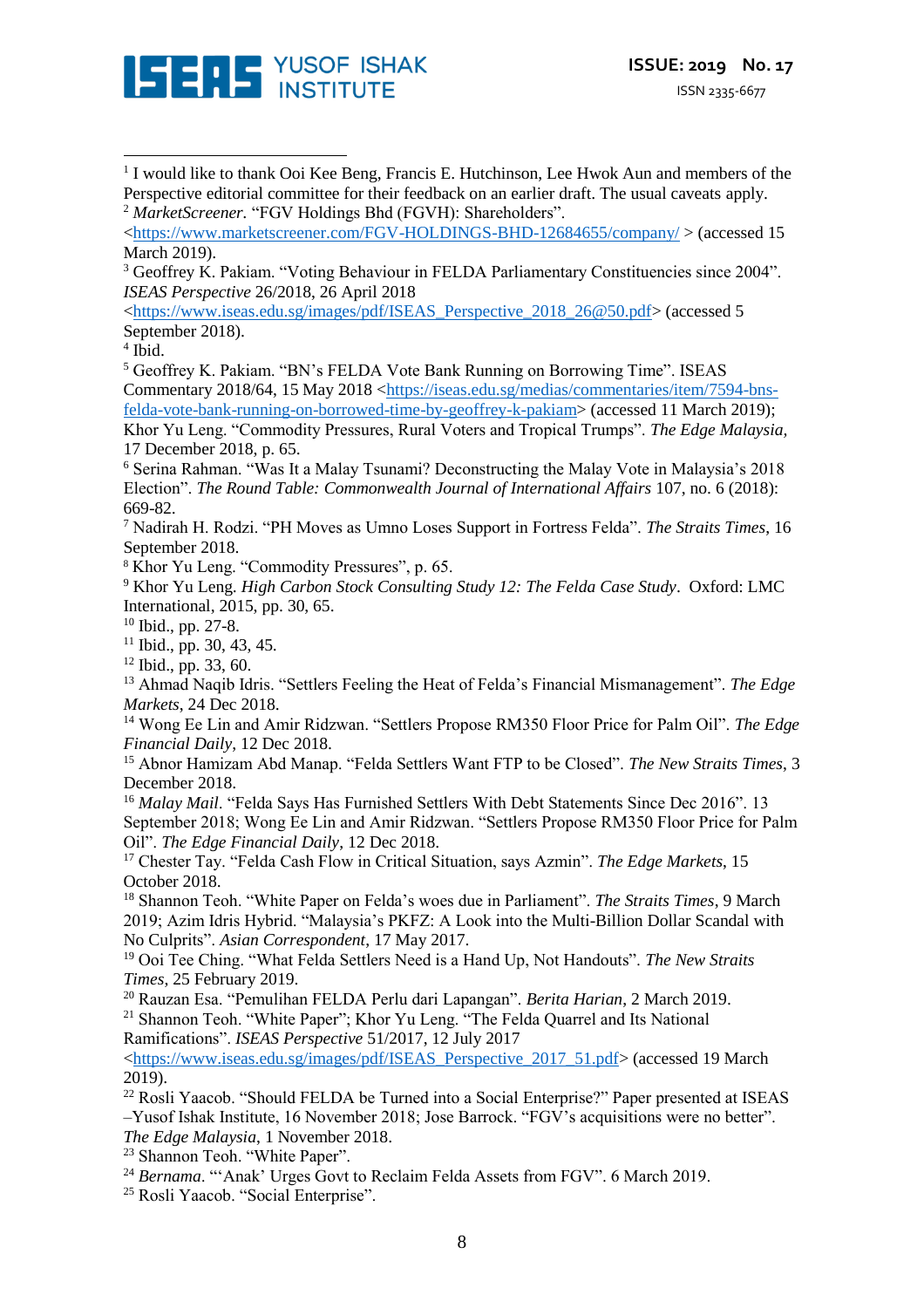[1] I would like to thank Ooi Kee Beng, Francis E. Hutchinson, Lee Hwok Aun and members of the Perspective editorial committee for their feedback on an earlier draft. The usual caveats apply.

[2] *MarketScreener*. "FGV Holdings Bhd (FGVH): Shareholders". <https://www.marketscreener.com/FGV-HOLDINGS-BHD-12684655/company/ > (accessed 15 March 2019).

[3] Geoffrey K. Pakiam. "Voting Behaviour in FELDA Parliamentary Constituencies since 2004". *ISEAS Perspective* 26/2018, 26 April 2018 <https://www.iseas.edu.sg/images/pdf/ISEAS_Perspective_2018_26@50.pdf> (accessed 5 September 2018).

[4] Ibid.

[5] Geoffrey K. Pakiam. "BN's FELDA Vote Bank Running on Borrowing Time". ISEAS Commentary 2018/64, 15 May 2018 <https://iseas.edu.sg/medias/commentaries/item/7594-bns-felda-vote-bank-running-on-borrowed-time-by-geoffrey-k-pakiam> (accessed 11 March 2019); Khor Yu Leng. "Commodity Pressures, Rural Voters and Tropical Trumps". *The Edge Malaysia*, 17 December 2018, p. 65.

[6] Serina Rahman. "Was It a Malay Tsunami? Deconstructing the Malay Vote in Malaysia's 2018 Election". *The Round Table: Commonwealth Journal of International Affairs* 107, no. 6 (2018): 669-82.

[7] Nadirah H. Rodzi. "PH Moves as Umno Loses Support in Fortress Felda". *The Straits Times*, 16 September 2018.

[8] Khor Yu Leng. "Commodity Pressures", p. 65.

[9] Khor Yu Leng. *High Carbon Stock Consulting Study 12: The Felda Case Study*. Oxford: LMC International, 2015, pp. 30, 65.

[10] Ibid., pp. 27-8.

[11] Ibid., pp. 30, 43, 45.

[12] Ibid., pp. 33, 60.

[13] Ahmad Naqib Idris. "Settlers Feeling the Heat of Felda's Financial Mismanagement". *The Edge Markets*, 24 Dec 2018.

[14] Wong Ee Lin and Amir Ridzwan. "Settlers Propose RM350 Floor Price for Palm Oil". *The Edge Financial Daily*, 12 Dec 2018.

[15] Abnor Hamizam Abd Manap. "Felda Settlers Want FTP to be Closed". *The New Straits Times*, 3 December 2018.

[16] *Malay Mail*. "Felda Says Has Furnished Settlers With Debt Statements Since Dec 2016". 13 September 2018; Wong Ee Lin and Amir Ridzwan. "Settlers Propose RM350 Floor Price for Palm Oil". *The Edge Financial Daily*, 12 Dec 2018.

[17] Chester Tay. "Felda Cash Flow in Critical Situation, says Azmin". *The Edge Markets*, 15 October 2018.

[18] Shannon Teoh. "White Paper on Felda's woes due in Parliament". *The Straits Times*, 9 March 2019; Azim Idris Hybrid. "Malaysia's PKFZ: A Look into the Multi-Billion Dollar Scandal with No Culprits". *Asian Correspondent*, 17 May 2017.

[19] Ooi Tee Ching. "What Felda Settlers Need is a Hand Up, Not Handouts". *The New Straits Times*, 25 February 2019.

[20] Rauzan Esa. "Pemulihan FELDA Perlu dari Lapangan". *Berita Harian*, 2 March 2019.

[21] Shannon Teoh. "White Paper"; Khor Yu Leng. "The Felda Quarrel and Its National Ramifications". *ISEAS Perspective* 51/2017, 12 July 2017 <https://www.iseas.edu.sg/images/pdf/ISEAS_Perspective_2017_51.pdf> (accessed 19 March 2019).

[22] Rosli Yaacob. "Should FELDA be Turned into a Social Enterprise?" Paper presented at ISEAS –Yusof Ishak Institute, 16 November 2018; Jose Barrock. "FGV's acquisitions were no better". *The Edge Malaysia*, 1 November 2018.

[23] Shannon Teoh. "White Paper".

[24] *Bernama*. "'Anak' Urges Govt to Reclaim Felda Assets from FGV". 6 March 2019.

[25] Rosli Yaacob. "Social Enterprise".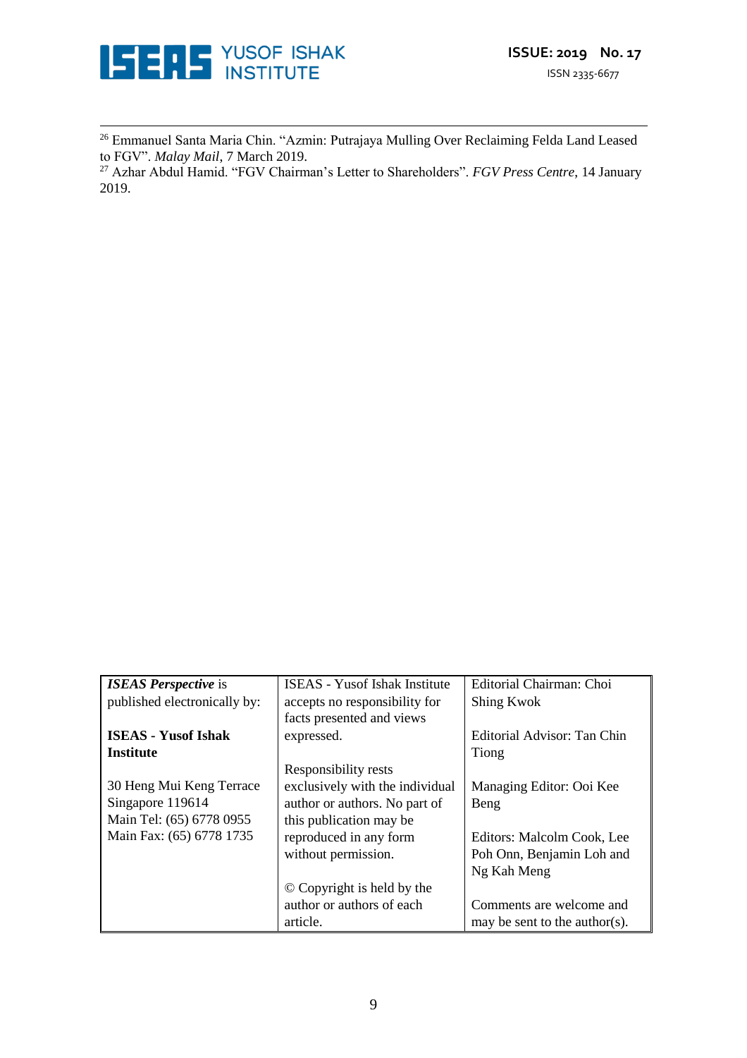[26] Emmanuel Santa Maria Chin. "Azmin: Putrajaya Mulling Over Reclaiming Felda Land Leased to FGV". *Malay Mail*, 7 March 2019.
[27] Azhar Abdul Hamid. "FGV Chairman's Letter to Shareholders". *FGV Press Centre*, 14 January 2019.

| | | |
|---|---|---|
| ***ISEAS Perspective*** is published electronically by:<br><br>**ISEAS - Yusof Ishak Institute**<br><br>30 Heng Mui Keng Terrace<br>Singapore 119614<br>Main Tel: (65) 6778 0955<br>Main Fax: (65) 6778 1735 | ISEAS - Yusof Ishak Institute accepts no responsibility for facts presented and views expressed.<br><br>Responsibility rests exclusively with the individual author or authors. No part of this publication may be reproduced in any form without permission.<br><br>© Copyright is held by the author or authors of each article. | Editorial Chairman: Choi Shing Kwok<br><br>Editorial Advisor: Tan Chin Tiong<br><br>Managing Editor: Ooi Kee Beng<br><br>Editors: Malcolm Cook, Lee Poh Onn, Benjamin Loh and Ng Kah Meng<br><br>Comments are welcome and may be sent to the author(s). |